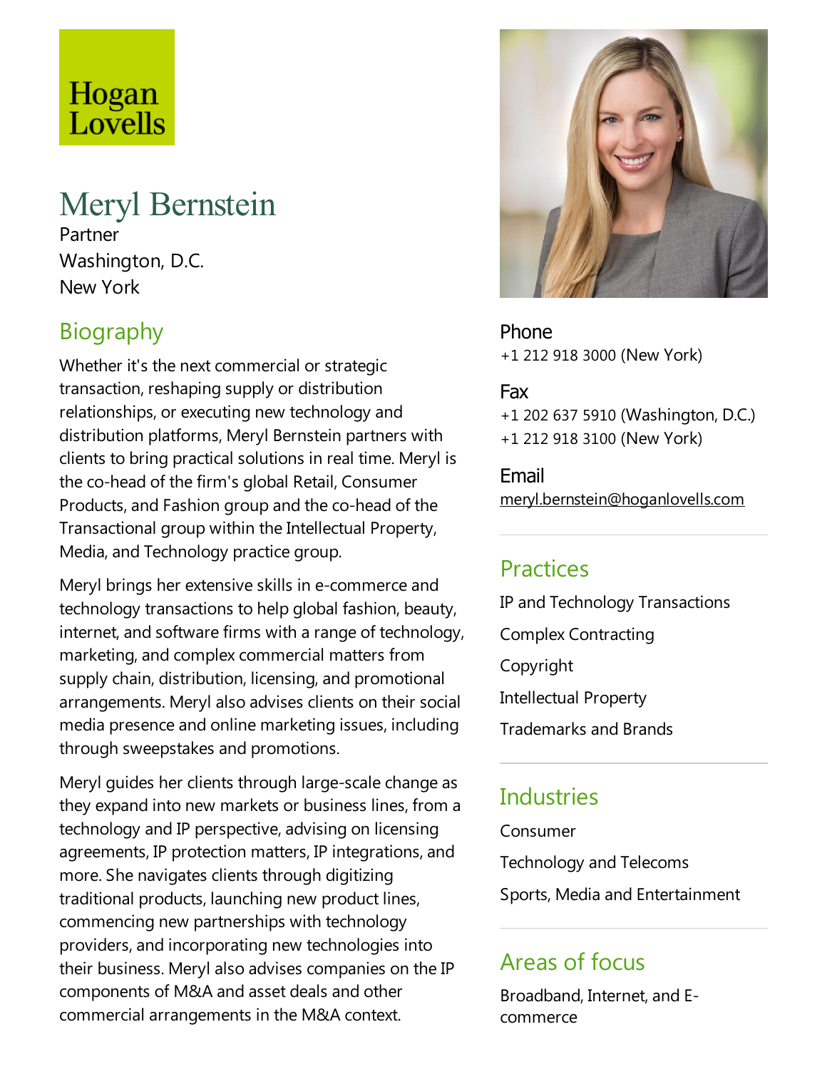Hogan Lovells

# Meryl Bernstein

Partner
Washington, D.C.
New York

## Biography

Whether it's the next commercial or strategic transaction, reshaping supply or distribution relationships, or executing new technology and distribution platforms, Meryl Bernstein partners with clients to bring practical solutions in real time. Meryl is the co-head of the firm's global Retail, Consumer Products, and Fashion group and the co-head of the Transactional group within the Intellectual Property, Media, and Technology practice group.

Meryl brings her extensive skills in e-commerce and technology transactions to help global fashion, beauty, internet, and software firms with a range of technology, marketing, and complex commercial matters from supply chain, distribution, licensing, and promotional arrangements. Meryl also advises clients on their social media presence and online marketing issues, including through sweepstakes and promotions.

Meryl guides her clients through large-scale change as they expand into new markets or business lines, from a technology and IP perspective, advising on licensing agreements, IP protection matters, IP integrations, and more. She navigates clients through digitizing traditional products, launching new product lines, commencing new partnerships with technology providers, and incorporating new technologies into their business. Meryl also advises companies on the IP components of M&A and asset deals and other commercial arrangements in the M&A context.

Phone
+1 212 918 3000 (New York)

Fax
+1 202 637 5910 (Washington, D.C.)
+1 212 918 3100 (New York)

Email
meryl.bernstein@hoganlovells.com

## Practices

IP and Technology Transactions

Complex Contracting

Copyright

Intellectual Property

Trademarks and Brands

## Industries

Consumer

Technology and Telecoms

Sports, Media and Entertainment

## Areas of focus

Broadband, Internet, and E-commerce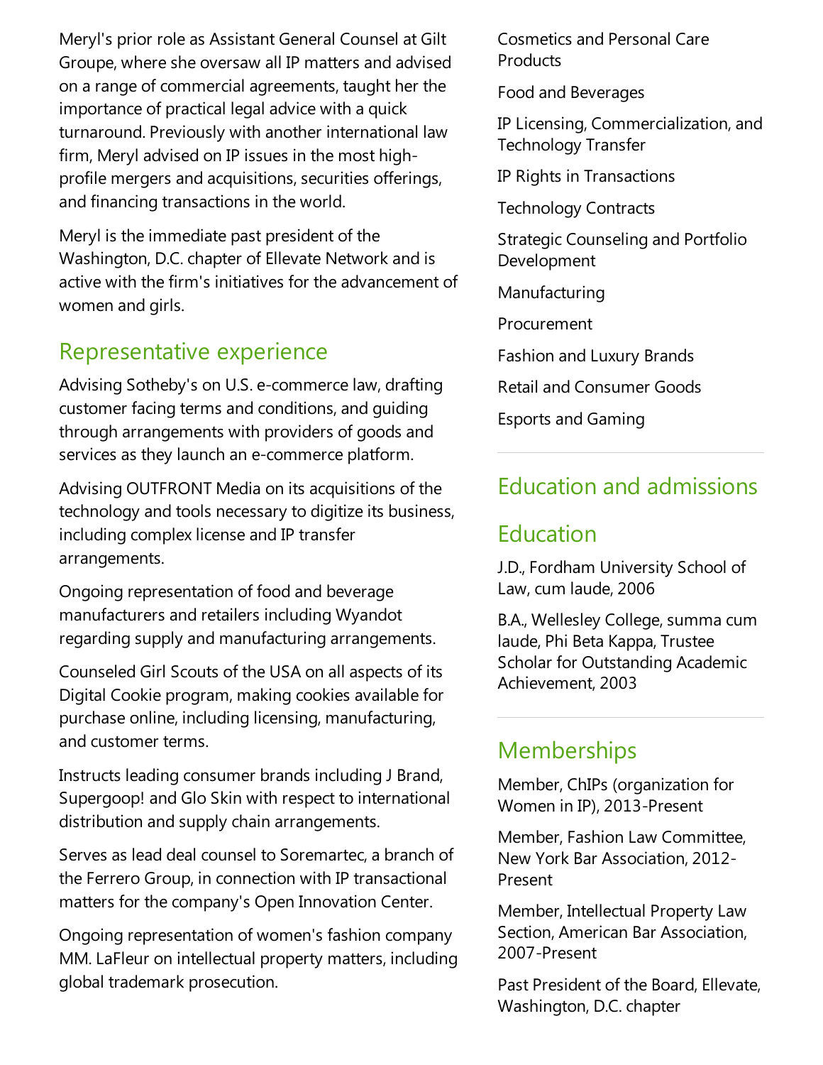Meryl's prior role as Assistant General Counsel at Gilt Groupe, where she oversaw all IP matters and advised on a range of commercial agreements, taught her the importance of practical legal advice with a quick turnaround. Previously with another international law firm, Meryl advised on IP issues in the most high-profile mergers and acquisitions, securities offerings, and financing transactions in the world.

Meryl is the immediate past president of the Washington, D.C. chapter of Ellevate Network and is active with the firm's initiatives for the advancement of women and girls.

## Representative experience

Advising Sotheby's on U.S. e-commerce law, drafting customer facing terms and conditions, and guiding through arrangements with providers of goods and services as they launch an e-commerce platform.

Advising OUTFRONT Media on its acquisitions of the technology and tools necessary to digitize its business, including complex license and IP transfer arrangements.

Ongoing representation of food and beverage manufacturers and retailers including Wyandot regarding supply and manufacturing arrangements.

Counseled Girl Scouts of the USA on all aspects of its Digital Cookie program, making cookies available for purchase online, including licensing, manufacturing, and customer terms.

Instructs leading consumer brands including J Brand, Supergoop! and Glo Skin with respect to international distribution and supply chain arrangements.

Serves as lead deal counsel to Soremartec, a branch of the Ferrero Group, in connection with IP transactional matters for the company's Open Innovation Center.

Ongoing representation of women's fashion company MM. LaFleur on intellectual property matters, including global trademark prosecution.

Cosmetics and Personal Care Products

Food and Beverages

IP Licensing, Commercialization, and Technology Transfer

IP Rights in Transactions

Technology Contracts

Strategic Counseling and Portfolio Development

Manufacturing

Procurement

Fashion and Luxury Brands

Retail and Consumer Goods

Esports and Gaming

## Education and admissions

## Education

J.D., Fordham University School of Law, cum laude, 2006

B.A., Wellesley College, summa cum laude, Phi Beta Kappa, Trustee Scholar for Outstanding Academic Achievement, 2003

## Memberships

Member, ChIPs (organization for Women in IP), 2013-Present

Member, Fashion Law Committee, New York Bar Association, 2012-Present

Member, Intellectual Property Law Section, American Bar Association, 2007-Present

Past President of the Board, Ellevate, Washington, D.C. chapter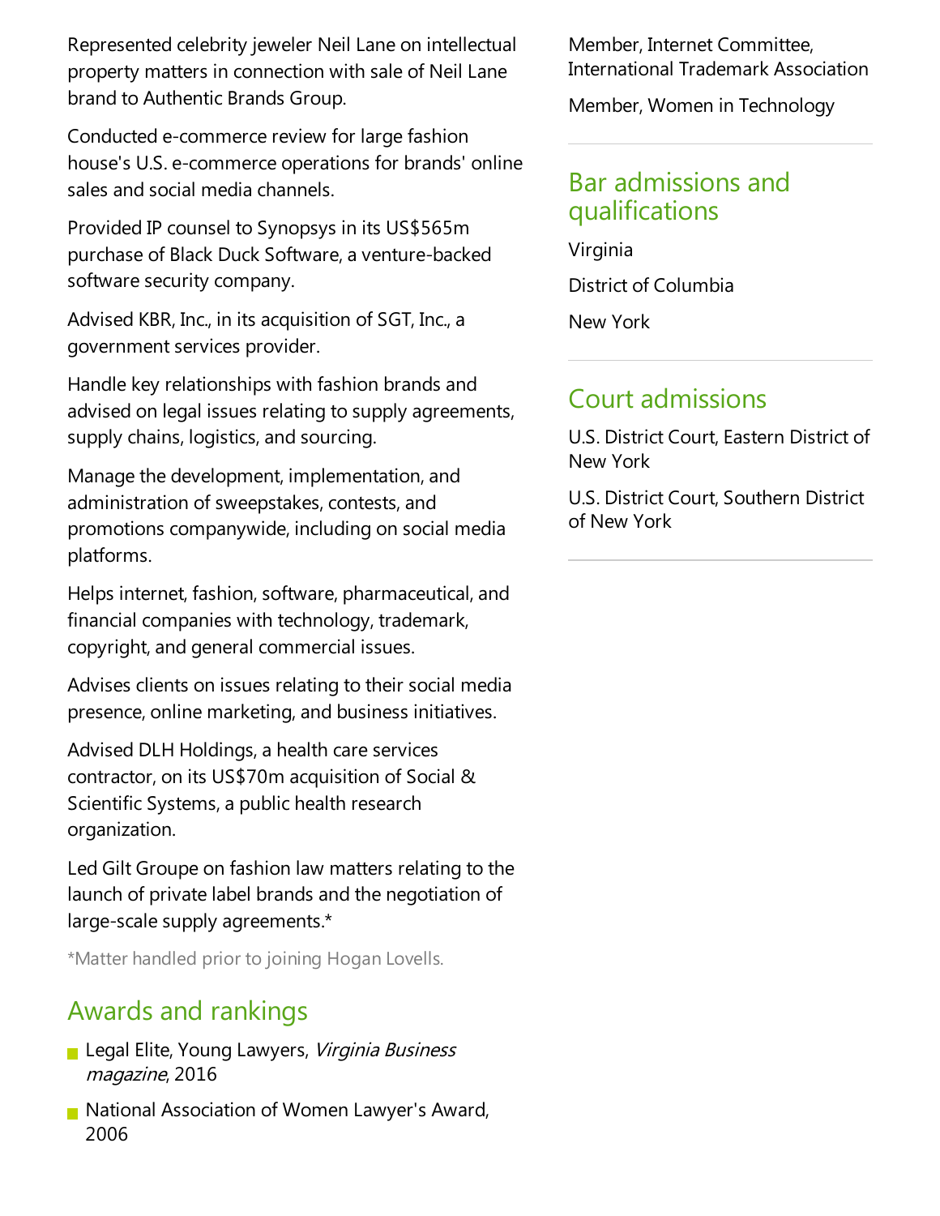Represented celebrity jeweler Neil Lane on intellectual property matters in connection with sale of Neil Lane brand to Authentic Brands Group.

Conducted e-commerce review for large fashion house's U.S. e-commerce operations for brands' online sales and social media channels.

Provided IP counsel to Synopsys in its US$565m purchase of Black Duck Software, a venture-backed software security company.

Advised KBR, Inc., in its acquisition of SGT, Inc., a government services provider.

Handle key relationships with fashion brands and advised on legal issues relating to supply agreements, supply chains, logistics, and sourcing.

Manage the development, implementation, and administration of sweepstakes, contests, and promotions companywide, including on social media platforms.

Helps internet, fashion, software, pharmaceutical, and financial companies with technology, trademark, copyright, and general commercial issues.

Advises clients on issues relating to their social media presence, online marketing, and business initiatives.

Advised DLH Holdings, a health care services contractor, on its US$70m acquisition of Social & Scientific Systems, a public health research organization.

Led Gilt Groupe on fashion law matters relating to the launch of private label brands and the negotiation of large-scale supply agreements.*

*Matter handled prior to joining Hogan Lovells.

## Awards and rankings

- Legal Elite, Young Lawyers, *Virginia Business magazine*, 2016
- National Association of Women Lawyer's Award, 2006

Member, Internet Committee, International Trademark Association

Member, Women in Technology

## Bar admissions and qualifications

Virginia

District of Columbia

New York

## Court admissions

U.S. District Court, Eastern District of New York

U.S. District Court, Southern District of New York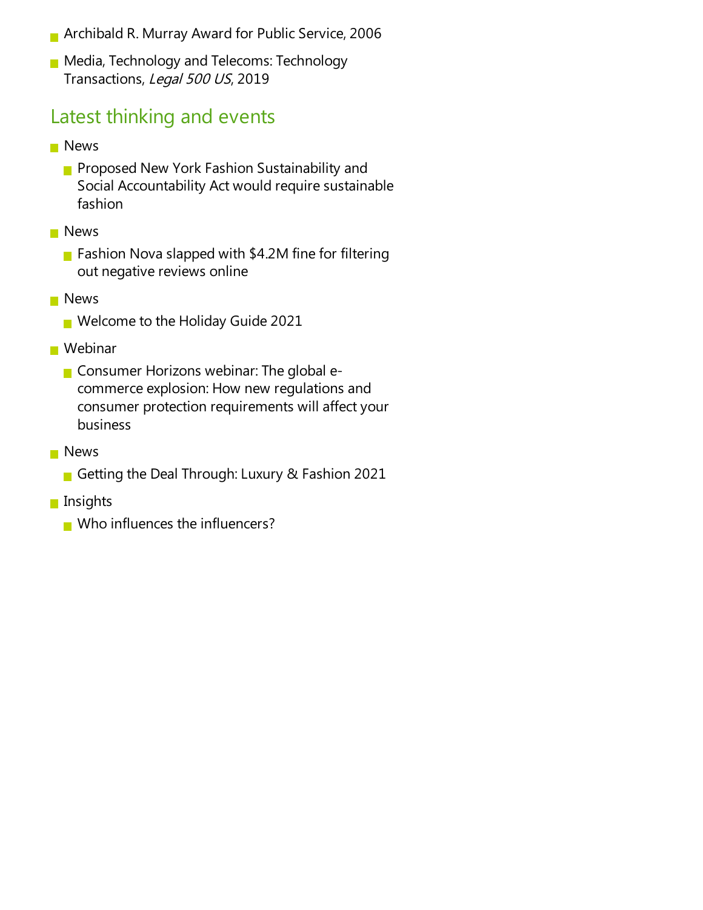- Archibald R. Murray Award for Public Service, 2006
- Media, Technology and Telecoms: Technology Transactions, *Legal 500 US*, 2019

## Latest thinking and events

- News
  - Proposed New York Fashion Sustainability and Social Accountability Act would require sustainable fashion
- News
  - Fashion Nova slapped with $4.2M fine for filtering out negative reviews online
- News
  - Welcome to the Holiday Guide 2021
- Webinar
  - Consumer Horizons webinar: The global e-commerce explosion: How new regulations and consumer protection requirements will affect your business
- News
  - Getting the Deal Through: Luxury & Fashion 2021
- Insights
  - Who influences the influencers?